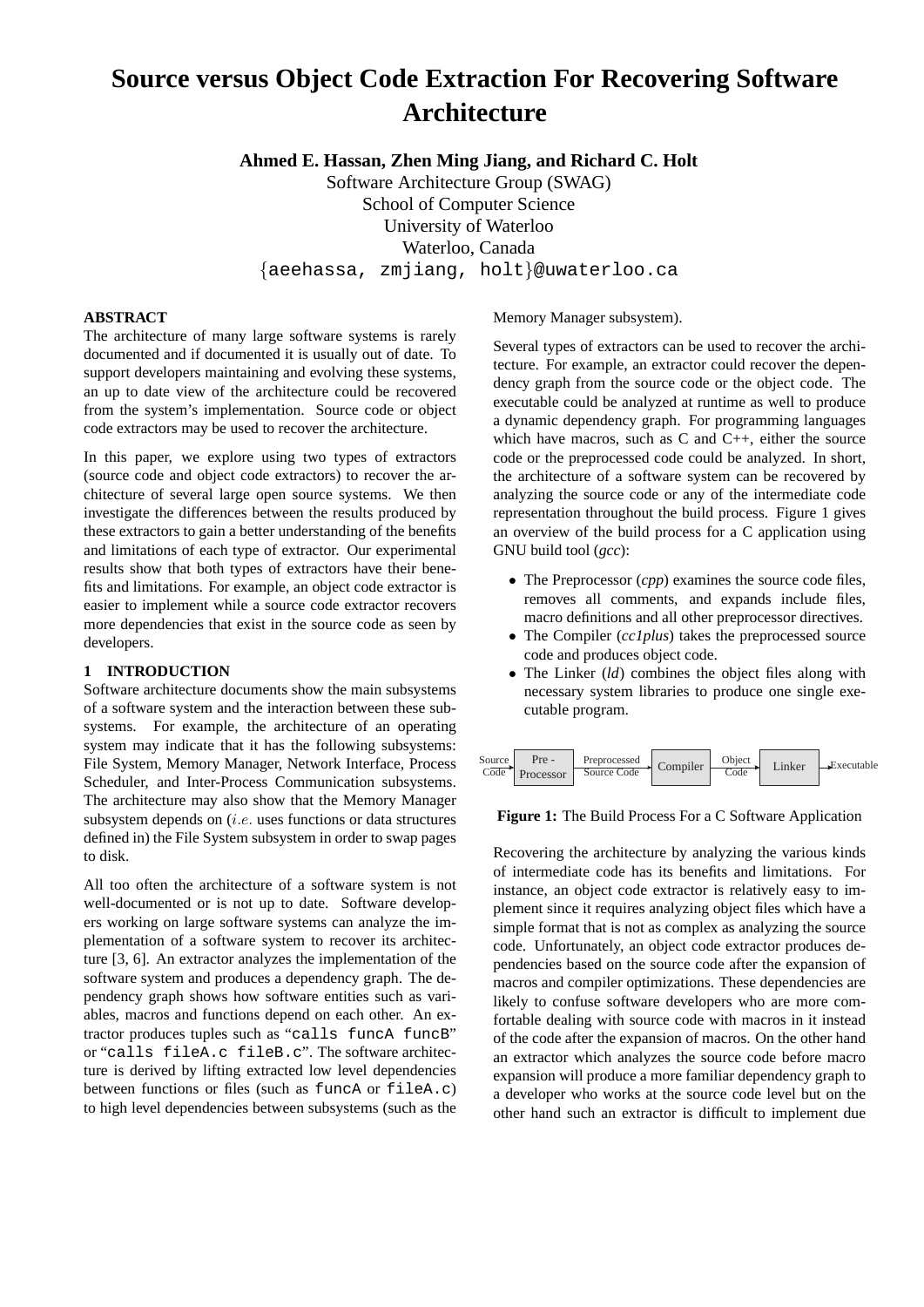# Source versus Object Code Extraction For Recovering Software Architecture

**Ahmed E. Hassan, Zhen Ming Jiang, and Richard C. Holt**

Software Architecture Group (SWAG)
School of Computer Science
University of Waterloo
Waterloo, Canada
{aeehassa, zmjiang, holt}@uwaterloo.ca

## ABSTRACT

The architecture of many large software systems is rarely documented and if documented it is usually out of date. To support developers maintaining and evolving these systems, an up to date view of the architecture could be recovered from the system's implementation. Source code or object code extractors may be used to recover the architecture.

In this paper, we explore using two types of extractors (source code and object code extractors) to recover the architecture of several large open source systems. We then investigate the differences between the results produced by these extractors to gain a better understanding of the benefits and limitations of each type of extractor. Our experimental results show that both types of extractors have their benefits and limitations. For example, an object code extractor is easier to implement while a source code extractor recovers more dependencies that exist in the source code as seen by developers.

## 1 INTRODUCTION

Software architecture documents show the main subsystems of a software system and the interaction between these subsystems. For example, the architecture of an operating system may indicate that it has the following subsystems: File System, Memory Manager, Network Interface, Process Scheduler, and Inter-Process Communication subsystems. The architecture may also show that the Memory Manager subsystem depends on (*i.e.* uses functions or data structures defined in) the File System subsystem in order to swap pages to disk.

All too often the architecture of a software system is not well-documented or is not up to date. Software developers working on large software systems can analyze the implementation of a software system to recover its architecture [3, 6]. An extractor analyzes the implementation of the software system and produces a dependency graph. The dependency graph shows how software entities such as variables, macros and functions depend on each other. An extractor produces tuples such as "`calls funcA funcB`" or "`calls fileA.c fileB.c`". The software architecture is derived by lifting extracted low level dependencies between functions or files (such as `funcA` or `fileA.c`) to high level dependencies between subsystems (such as the Memory Manager subsystem).

Several types of extractors can be used to recover the architecture. For example, an extractor could recover the dependency graph from the source code or the object code. The executable could be analyzed at runtime as well to produce a dynamic dependency graph. For programming languages which have macros, such as C and C++, either the source code or the preprocessed code could be analyzed. In short, the architecture of a software system can be recovered by analyzing the source code or any of the intermediate code representation throughout the build process. Figure 1 gives an overview of the build process for a C application using GNU build tool (*gcc*):

- The Preprocessor (*cpp*) examines the source code files, removes all comments, and expands include files, macro definitions and all other preprocessor directives.
- The Compiler (*cc1plus*) takes the preprocessed source code and produces object code.
- The Linker (*ld*) combines the object files along with necessary system libraries to produce one single executable program.

Source Code → Pre-Processor → Preprocessed Source Code → Compiler → Object Code → Linker → Executable

**Figure 1:** The Build Process For a C Software Application

Recovering the architecture by analyzing the various kinds of intermediate code has its benefits and limitations. For instance, an object code extractor is relatively easy to implement since it requires analyzing object files which have a simple format that is not as complex as analyzing the source code. Unfortunately, an object code extractor produces dependencies based on the source code after the expansion of macros and compiler optimizations. These dependencies are likely to confuse software developers who are more comfortable dealing with source code with macros in it instead of the code after the expansion of macros. On the other hand an extractor which analyzes the source code before macro expansion will produce a more familiar dependency graph to a developer who works at the source code level but on the other hand such an extractor is difficult to implement due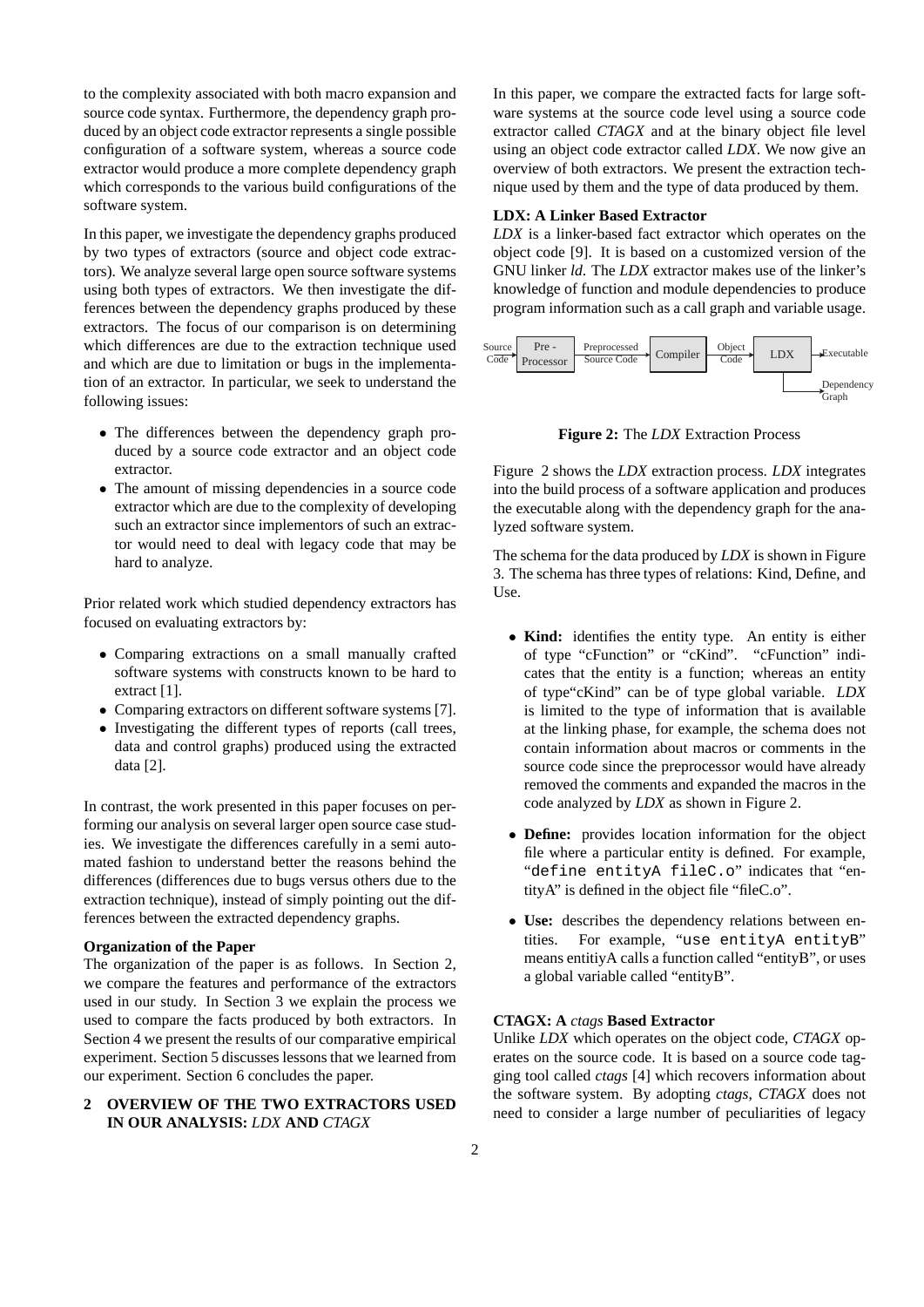to the complexity associated with both macro expansion and source code syntax. Furthermore, the dependency graph produced by an object code extractor represents a single possible configuration of a software system, whereas a source code extractor would produce a more complete dependency graph which corresponds to the various build configurations of the software system.

In this paper, we investigate the dependency graphs produced by two types of extractors (source and object code extractors). We analyze several large open source software systems using both types of extractors. We then investigate the differences between the dependency graphs produced by these extractors. The focus of our comparison is on determining which differences are due to the extraction technique used and which are due to limitation or bugs in the implementation of an extractor. In particular, we seek to understand the following issues:

- The differences between the dependency graph produced by a source code extractor and an object code extractor.
- The amount of missing dependencies in a source code extractor which are due to the complexity of developing such an extractor since implementors of such an extractor would need to deal with legacy code that may be hard to analyze.

Prior related work which studied dependency extractors has focused on evaluating extractors by:

- Comparing extractions on a small manually crafted software systems with constructs known to be hard to extract [1].
- Comparing extractors on different software systems [7].
- Investigating the different types of reports (call trees, data and control graphs) produced using the extracted data [2].

In contrast, the work presented in this paper focuses on performing our analysis on several larger open source case studies. We investigate the differences carefully in a semi automated fashion to understand better the reasons behind the differences (differences due to bugs versus others due to the extraction technique), instead of simply pointing out the differences between the extracted dependency graphs.

**Organization of the Paper**

The organization of the paper is as follows. In Section 2, we compare the features and performance of the extractors used in our study. In Section 3 we explain the process we used to compare the facts produced by both extractors. In Section 4 we present the results of our comparative empirical experiment. Section 5 discusses lessons that we learned from our experiment. Section 6 concludes the paper.

## 2 OVERVIEW OF THE TWO EXTRACTORS USED IN OUR ANALYSIS: *LDX* AND *CTAGX*

In this paper, we compare the extracted facts for large software systems at the source code level using a source code extractor called *CTAGX* and at the binary object file level using an object code extractor called *LDX*. We now give an overview of both extractors. We present the extraction technique used by them and the type of data produced by them.

**LDX: A Linker Based Extractor**

*LDX* is a linker-based fact extractor which operates on the object code [9]. It is based on a customized version of the GNU linker *ld*. The *LDX* extractor makes use of the linker's knowledge of function and module dependencies to produce program information such as a call graph and variable usage.

Source Code → Pre-Processor → Preprocessed Source Code → Compiler → Object Code → LDX → Executable; LDX → Dependency Graph

**Figure 2:** The *LDX* Extraction Process

Figure 2 shows the *LDX* extraction process. *LDX* integrates into the build process of a software application and produces the executable along with the dependency graph for the analyzed software system.

The schema for the data produced by *LDX* is shown in Figure 3. The schema has three types of relations: Kind, Define, and Use.

- **Kind:** identifies the entity type. An entity is either of type "cFunction" or "cKind". "cFunction" indicates that the entity is a function; whereas an entity of type"cKind" can be of type global variable. *LDX* is limited to the type of information that is available at the linking phase, for example, the schema does not contain information about macros or comments in the source code since the preprocessor would have already removed the comments and expanded the macros in the code analyzed by *LDX* as shown in Figure 2.

- **Define:** provides location information for the object file where a particular entity is defined. For example, "`define entityA fileC.o`" indicates that "entityA" is defined in the object file "fileC.o".

- **Use:** describes the dependency relations between entities. For example, "`use entityA entityB`" means entitiyA calls a function called "entityB", or uses a global variable called "entityB".

**CTAGX: A *ctags* Based Extractor**

Unlike *LDX* which operates on the object code, *CTAGX* operates on the source code. It is based on a source code tagging tool called *ctags* [4] which recovers information about the software system. By adopting *ctags*, *CTAGX* does not need to consider a large number of peculiarities of legacy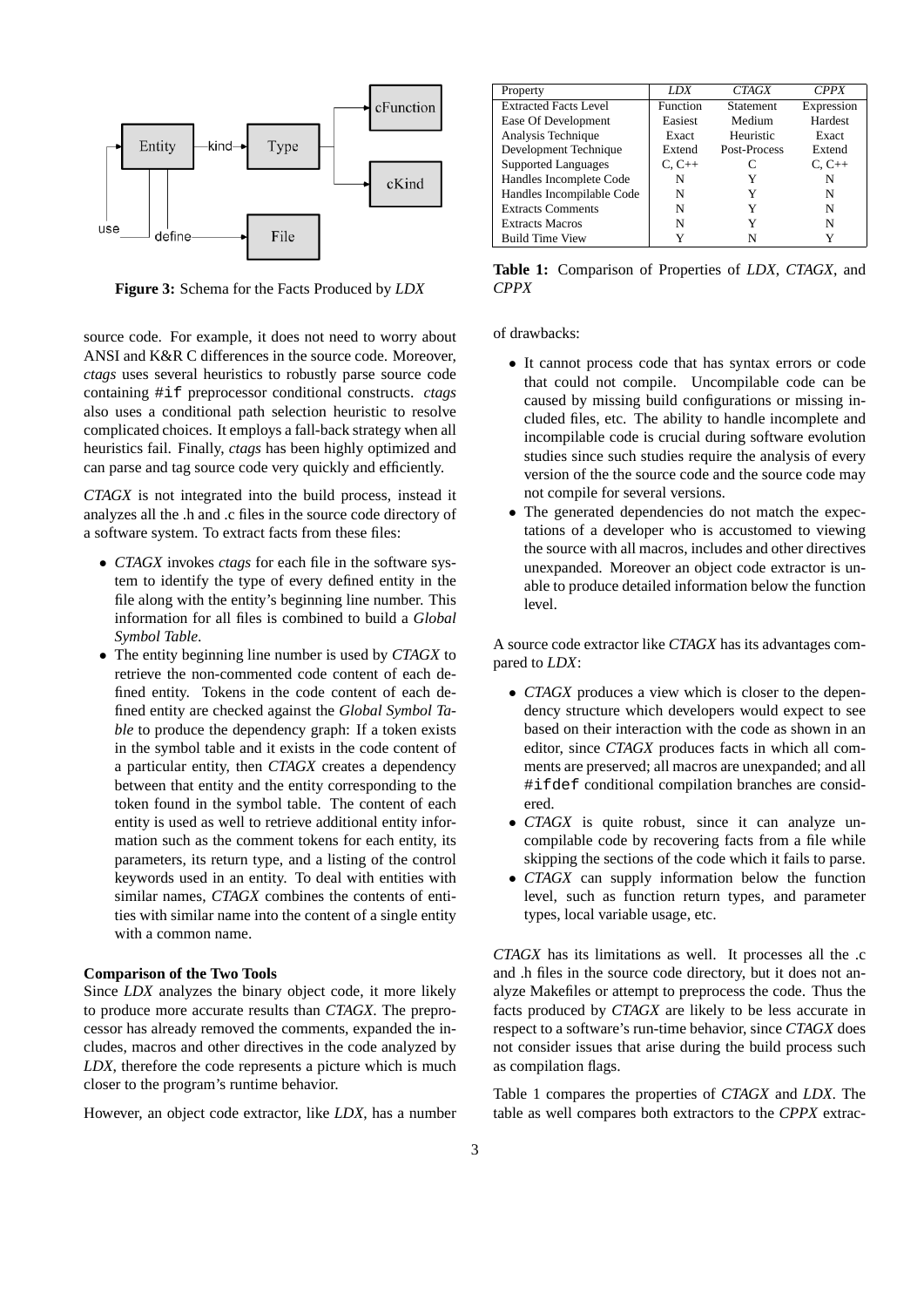**Figure 3:** Schema for the Facts Produced by *LDX*

source code. For example, it does not need to worry about ANSI and K&R C differences in the source code. Moreover, *ctags* uses several heuristics to robustly parse source code containing `#if` preprocessor conditional constructs. *ctags* also uses a conditional path selection heuristic to resolve complicated choices. It employs a fall-back strategy when all heuristics fail. Finally, *ctags* has been highly optimized and can parse and tag source code very quickly and efficiently.

*CTAGX* is not integrated into the build process, instead it analyzes all the .h and .c files in the source code directory of a software system. To extract facts from these files:

- *CTAGX* invokes *ctags* for each file in the software system to identify the type of every defined entity in the file along with the entity's beginning line number. This information for all files is combined to build a *Global Symbol Table*.
- The entity beginning line number is used by *CTAGX* to retrieve the non-commented code content of each defined entity. Tokens in the code content of each defined entity are checked against the *Global Symbol Table* to produce the dependency graph: If a token exists in the symbol table and it exists in the code content of a particular entity, then *CTAGX* creates a dependency between that entity and the entity corresponding to the token found in the symbol table. The content of each entity is used as well to retrieve additional entity information such as the comment tokens for each entity, its parameters, its return type, and a listing of the control keywords used in an entity. To deal with entities with similar names, *CTAGX* combines the contents of entities with similar name into the content of a single entity with a common name.

**Comparison of the Two Tools**

Since *LDX* analyzes the binary object code, it more likely to produce more accurate results than *CTAGX*. The preprocessor has already removed the comments, expanded the includes, macros and other directives in the code analyzed by *LDX*, therefore the code represents a picture which is much closer to the program's runtime behavior.

However, an object code extractor, like *LDX*, has a number of drawbacks:

- It cannot process code that has syntax errors or code that could not compile. Uncompilable code can be caused by missing build configurations or missing included files, etc. The ability to handle incomplete and incompilable code is crucial during software evolution studies since such studies require the analysis of every version of the the source code and the source code may not compile for several versions.
- The generated dependencies do not match the expectations of a developer who is accustomed to viewing the source with all macros, includes and other directives unexpanded. Moreover an object code extractor is unable to produce detailed information below the function level.

A source code extractor like *CTAGX* has its advantages compared to *LDX*:

- *CTAGX* produces a view which is closer to the dependency structure which developers would expect to see based on their interaction with the code as shown in an editor, since *CTAGX* produces facts in which all comments are preserved; all macros are unexpanded; and all `#ifdef` conditional compilation branches are considered.
- *CTAGX* is quite robust, since it can analyze uncompilable code by recovering facts from a file while skipping the sections of the code which it fails to parse.
- *CTAGX* can supply information below the function level, such as function return types, and parameter types, local variable usage, etc.

*CTAGX* has its limitations as well. It processes all the .c and .h files in the source code directory, but it does not analyze Makefiles or attempt to preprocess the code. Thus the facts produced by *CTAGX* are likely to be less accurate in respect to a software's run-time behavior, since *CTAGX* does not consider issues that arise during the build process such as compilation flags.

| Property | *LDX* | *CTAGX* | *CPPX* |
|---|---|---|---|
| Extracted Facts Level | Function | Statement | Expression |
| Ease Of Development | Easiest | Medium | Hardest |
| Analysis Technique | Exact | Heuristic | Exact |
| Development Technique | Extend | Post-Process | Extend |
| Supported Languages | C, C++ | C | C, C++ |
| Handles Incomplete Code | N | Y | N |
| Handles Incompilable Code | N | Y | N |
| Extracts Comments | N | Y | N |
| Extracts Macros | N | Y | N |
| Build Time View | Y | N | Y |

**Table 1:** Comparison of Properties of *LDX*, *CTAGX*, and *CPPX*

Table 1 compares the properties of *CTAGX* and *LDX*. The table as well compares both extractors to the *CPPX* extrac-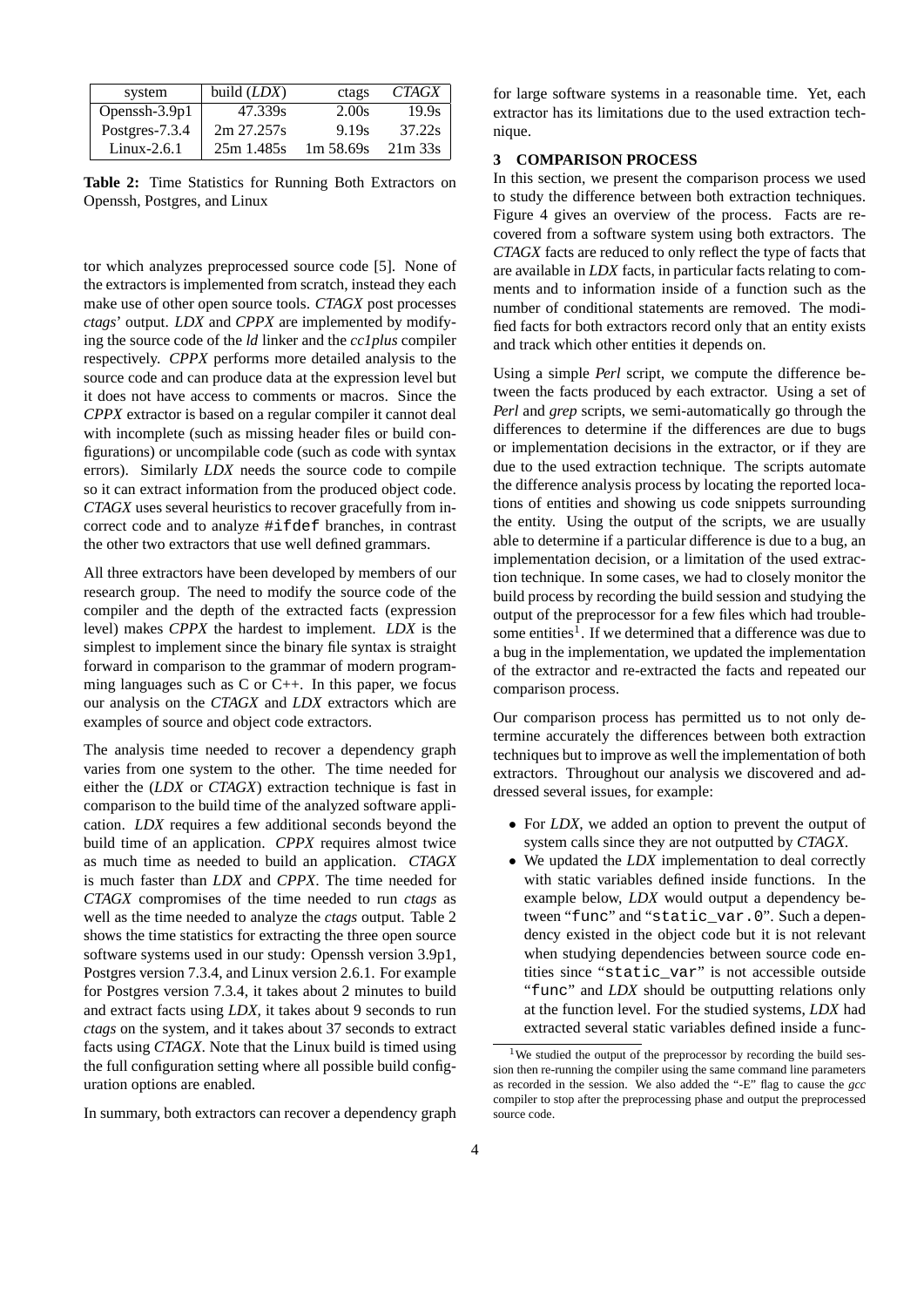| system | build (*LDX*) | ctags | *CTAGX* |
|---|---|---|---|
| Openssh-3.9p1 | 47.339s | 2.00s | 19.9s |
| Postgres-7.3.4 | 2m 27.257s | 9.19s | 37.22s |
| Linux-2.6.1 | 25m 1.485s | 1m 58.69s | 21m 33s |

**Table 2:** Time Statistics for Running Both Extractors on Openssh, Postgres, and Linux

tor which analyzes preprocessed source code [5]. None of the extractors is implemented from scratch, instead they each make use of other open source tools. *CTAGX* post processes *ctags*' output. *LDX* and *CPPX* are implemented by modifying the source code of the *ld* linker and the *cc1plus* compiler respectively. *CPPX* performs more detailed analysis to the source code and can produce data at the expression level but it does not have access to comments or macros. Since the *CPPX* extractor is based on a regular compiler it cannot deal with incomplete (such as missing header files or build configurations) or uncompilable code (such as code with syntax errors). Similarly *LDX* needs the source code to compile so it can extract information from the produced object code. *CTAGX* uses several heuristics to recover gracefully from incorrect code and to analyze `#ifdef` branches, in contrast the other two extractors that use well defined grammars.

All three extractors have been developed by members of our research group. The need to modify the source code of the compiler and the depth of the extracted facts (expression level) makes *CPPX* the hardest to implement. *LDX* is the simplest to implement since the binary file syntax is straight forward in comparison to the grammar of modern programming languages such as C or C++. In this paper, we focus our analysis on the *CTAGX* and *LDX* extractors which are examples of source and object code extractors.

The analysis time needed to recover a dependency graph varies from one system to the other. The time needed for either the (*LDX* or *CTAGX*) extraction technique is fast in comparison to the build time of the analyzed software application. *LDX* requires a few additional seconds beyond the build time of an application. *CPPX* requires almost twice as much time as needed to build an application. *CTAGX* is much faster than *LDX* and *CPPX*. The time needed for *CTAGX* compromises of the time needed to run *ctags* as well as the time needed to analyze the *ctags* output. Table 2 shows the time statistics for extracting the three open source software systems used in our study: Openssh version 3.9p1, Postgres version 7.3.4, and Linux version 2.6.1. For example for Postgres version 7.3.4, it takes about 2 minutes to build and extract facts using *LDX*, it takes about 9 seconds to run *ctags* on the system, and it takes about 37 seconds to extract facts using *CTAGX*. Note that the Linux build is timed using the full configuration setting where all possible build configuration options are enabled.

In summary, both extractors can recover a dependency graph for large software systems in a reasonable time. Yet, each extractor has its limitations due to the used extraction technique.

## 3 COMPARISON PROCESS

In this section, we present the comparison process we used to study the difference between both extraction techniques. Figure 4 gives an overview of the process. Facts are recovered from a software system using both extractors. The *CTAGX* facts are reduced to only reflect the type of facts that are available in *LDX* facts, in particular facts relating to comments and to information inside of a function such as the number of conditional statements are removed. The modified facts for both extractors record only that an entity exists and track which other entities it depends on.

Using a simple *Perl* script, we compute the difference between the facts produced by each extractor. Using a set of *Perl* and *grep* scripts, we semi-automatically go through the differences to determine if the differences are due to bugs or implementation decisions in the extractor, or if they are due to the used extraction technique. The scripts automate the difference analysis process by locating the reported locations of entities and showing us code snippets surrounding the entity. Using the output of the scripts, we are usually able to determine if a particular difference is due to a bug, an implementation decision, or a limitation of the used extraction technique. In some cases, we had to closely monitor the build process by recording the build session and studying the output of the preprocessor for a few files which had troublesome entities[1]. If we determined that a difference was due to a bug in the implementation, we updated the implementation of the extractor and re-extracted the facts and repeated our comparison process.

Our comparison process has permitted us to not only determine accurately the differences between both extraction techniques but to improve as well the implementation of both extractors. Throughout our analysis we discovered and addressed several issues, for example:

- For *LDX*, we added an option to prevent the output of system calls since they are not outputted by *CTAGX*.
- We updated the *LDX* implementation to deal correctly with static variables defined inside functions. In the example below, *LDX* would output a dependency between "`func`" and "`static_var.0`". Such a dependency existed in the object code but it is not relevant when studying dependencies between source code entities since "`static_var`" is not accessible outside "`func`" and *LDX* should be outputting relations only at the function level. For the studied systems, *LDX* had extracted several static variables defined inside a func-

[1] We studied the output of the preprocessor by recording the build session then re-running the compiler using the same command line parameters as recorded in the session. We also added the "-E" flag to cause the *gcc* compiler to stop after the preprocessing phase and output the preprocessed source code.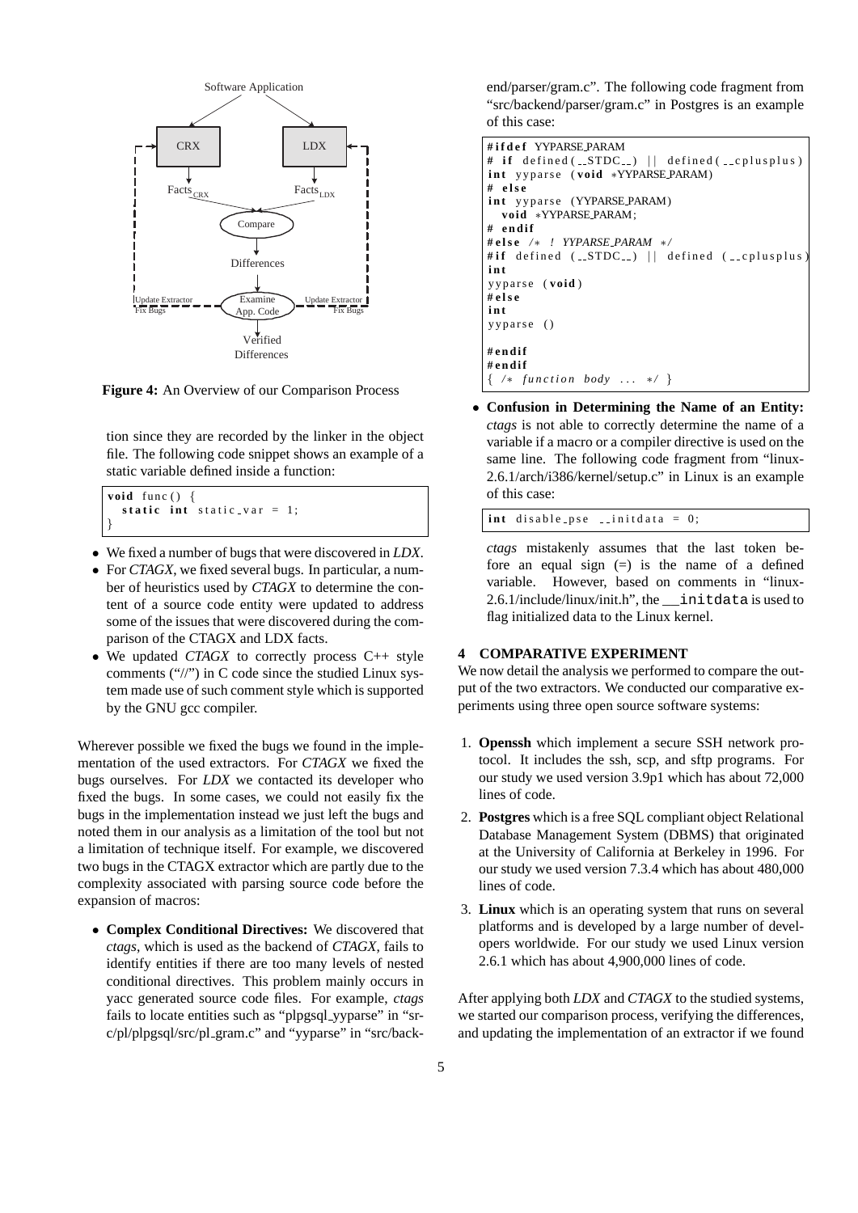Figure 4: An Overview of our Comparison Process

tion since they are recorded by the linker in the object file. The following code snippet shows an example of a static variable defined inside a function:

```
void func() {
  static int static_var = 1;
}
```

- We fixed a number of bugs that were discovered in *LDX*.
- For *CTAGX*, we fixed several bugs. In particular, a number of heuristics used by *CTAGX* to determine the content of a source code entity were updated to address some of the issues that were discovered during the comparison of the CTAGX and LDX facts.
- We updated *CTAGX* to correctly process C++ style comments ("//") in C code since the studied Linux system made use of such comment style which is supported by the GNU gcc compiler.

Wherever possible we fixed the bugs we found in the implementation of the used extractors. For *CTAGX* we fixed the bugs ourselves. For *LDX* we contacted its developer who fixed the bugs. In some cases, we could not easily fix the bugs in the implementation instead we just left the bugs and noted them in our analysis as a limitation of the tool but not a limitation of technique itself. For example, we discovered two bugs in the CTAGX extractor which are partly due to the complexity associated with parsing source code before the expansion of macros:

- **Complex Conditional Directives:** We discovered that *ctags*, which is used as the backend of *CTAGX*, fails to identify entities if there are too many levels of nested conditional directives. This problem mainly occurs in yacc generated source code files. For example, *ctags* fails to locate entities such as "plpgsql_yyparse" in "src/pl/plpgsql/src/pl_gram.c" and "yyparse" in "src/backend/parser/gram.c". The following code fragment from "src/backend/parser/gram.c" in Postgres is an example of this case:

```
#ifdef YYPARSE_PARAM
# if defined(__STDC__) || defined(__cplusplus)
int yyparse (void *YYPARSE_PARAM)
# else
int yyparse (YYPARSE_PARAM)
  void *YYPARSE_PARAM;
# endif
#else /* ! YYPARSE_PARAM */
#if defined (__STDC__) || defined (__cplusplus)
int
yyparse (void)
#else
int
yyparse ()

#endif
#endif
{ /* function body ... */ }
```

- **Confusion in Determining the Name of an Entity:** *ctags* is not able to correctly determine the name of a variable if a macro or a compiler directive is used on the same line. The following code fragment from "linux-2.6.1/arch/i386/kernel/setup.c" in Linux is an example of this case:

```
int disable_pse __initdata = 0;
```

*ctags* mistakenly assumes that the last token before an equal sign (=) is the name of a defined variable. However, based on comments in "linux-2.6.1/include/linux/init.h", the `__initdata` is used to flag initialized data to the Linux kernel.

## 4 COMPARATIVE EXPERIMENT

We now detail the analysis we performed to compare the output of the two extractors. We conducted our comparative experiments using three open source software systems:

1. **Openssh** which implement a secure SSH network protocol. It includes the ssh, scp, and sftp programs. For our study we used version 3.9p1 which has about 72,000 lines of code.
2. **Postgres** which is a free SQL compliant object Relational Database Management System (DBMS) that originated at the University of California at Berkeley in 1996. For our study we used version 7.3.4 which has about 480,000 lines of code.
3. **Linux** which is an operating system that runs on several platforms and is developed by a large number of developers worldwide. For our study we used Linux version 2.6.1 which has about 4,900,000 lines of code.

After applying both *LDX* and *CTAGX* to the studied systems, we started our comparison process, verifying the differences, and updating the implementation of an extractor if we found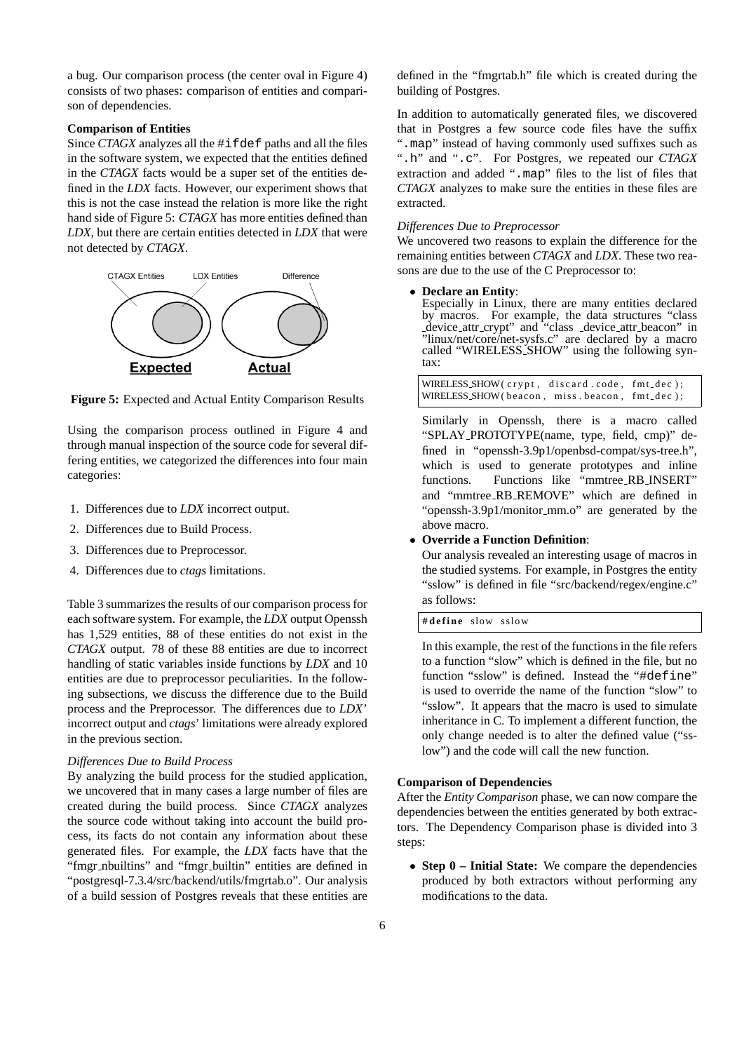a bug. Our comparison process (the center oval in Figure 4) consists of two phases: comparison of entities and comparison of dependencies.

**Comparison of Entities**

Since *CTAGX* analyzes all the `#ifdef` paths and all the files in the software system, we expected that the entities defined in the *CTAGX* facts would be a super set of the entities defined in the *LDX* facts. However, our experiment shows that this is not the case instead the relation is more like the right hand side of Figure 5: *CTAGX* has more entities defined than *LDX*, but there are certain entities detected in *LDX* that were not detected by *CTAGX*.

CTAGX Entities   LDX Entities   Difference

**Expected**   **Actual**

**Figure 5:** Expected and Actual Entity Comparison Results

Using the comparison process outlined in Figure 4 and through manual inspection of the source code for several differing entities, we categorized the differences into four main categories:

1. Differences due to *LDX* incorrect output.
2. Differences due to Build Process.
3. Differences due to Preprocessor.
4. Differences due to *ctags* limitations.

Table 3 summarizes the results of our comparison process for each software system. For example, the *LDX* output Openssh has 1,529 entities, 88 of these entities do not exist in the *CTAGX* output. 78 of these 88 entities are due to incorrect handling of static variables inside functions by *LDX* and 10 entities are due to preprocessor peculiarities. In the following subsections, we discuss the difference due to the Build process and the Preprocessor. The differences due to *LDX'* incorrect output and *ctags*' limitations were already explored in the previous section.

*Differences Due to Build Process*

By analyzing the build process for the studied application, we uncovered that in many cases a large number of files are created during the build process. Since *CTAGX* analyzes the source code without taking into account the build process, its facts do not contain any information about these generated files. For example, the *LDX* facts have that the "fmgr_nbuiltins" and "fmgr_builtin" entities are defined in "postgresql-7.3.4/src/backend/utils/fmgrtab.o". Our analysis of a build session of Postgres reveals that these entities are defined in the "fmgrtab.h" file which is created during the building of Postgres.

In addition to automatically generated files, we discovered that in Postgres a few source code files have the suffix "`.map`" instead of having commonly used suffixes such as "`.h`" and "`.c`". For Postgres, we repeated our *CTAGX* extraction and added "`.map`" files to the list of files that *CTAGX* analyzes to make sure the entities in these files are extracted.

*Differences Due to Preprocessor*

We uncovered two reasons to explain the difference for the remaining entities between *CTAGX* and *LDX*. These two reasons are due to the use of the C Preprocessor to:

- **Declare an Entity**:
  Especially in Linux, there are many entities declared by macros. For example, the data structures "class_device_attr_crypt" and "class_device_attr_beacon" in "linux/net/core/net-sysfs.c" are declared by a macro called "WIRELESS_SHOW" using the following syntax:

  ```
  WIRELESS_SHOW(crypt, discard.code, fmt_dec);
  WIRELESS_SHOW(beacon, miss.beacon, fmt_dec);
  ```

  Similarly in Openssh, there is a macro called "SPLAY_PROTOTYPE(name, type, field, cmp)" defined in "openssh-3.9p1/openbsd-compat/sys-tree.h", which is used to generate prototypes and inline functions. Functions like "mmtree_RB_INSERT" and "mmtree_RB_REMOVE" which are defined in "openssh-3.9p1/monitor_mm.o" are generated by the above macro.

- **Override a Function Definition**:
  Our analysis revealed an interesting usage of macros in the studied systems. For example, in Postgres the entity "sslow" is defined in file "src/backend/regex/engine.c" as follows:

  ```
  #define slow sslow
  ```

  In this example, the rest of the functions in the file refers to a function "slow" which is defined in the file, but no function "sslow" is defined. Instead the "`#define`" is used to override the name of the function "slow" to "sslow". It appears that the macro is used to simulate inheritance in C. To implement a different function, the only change needed is to alter the defined value ("sslow") and the code will call the new function.

**Comparison of Dependencies**

After the *Entity Comparison* phase, we can now compare the dependencies between the entities generated by both extractors. The Dependency Comparison phase is divided into 3 steps:

- **Step 0 – Initial State:** We compare the dependencies produced by both extractors without performing any modifications to the data.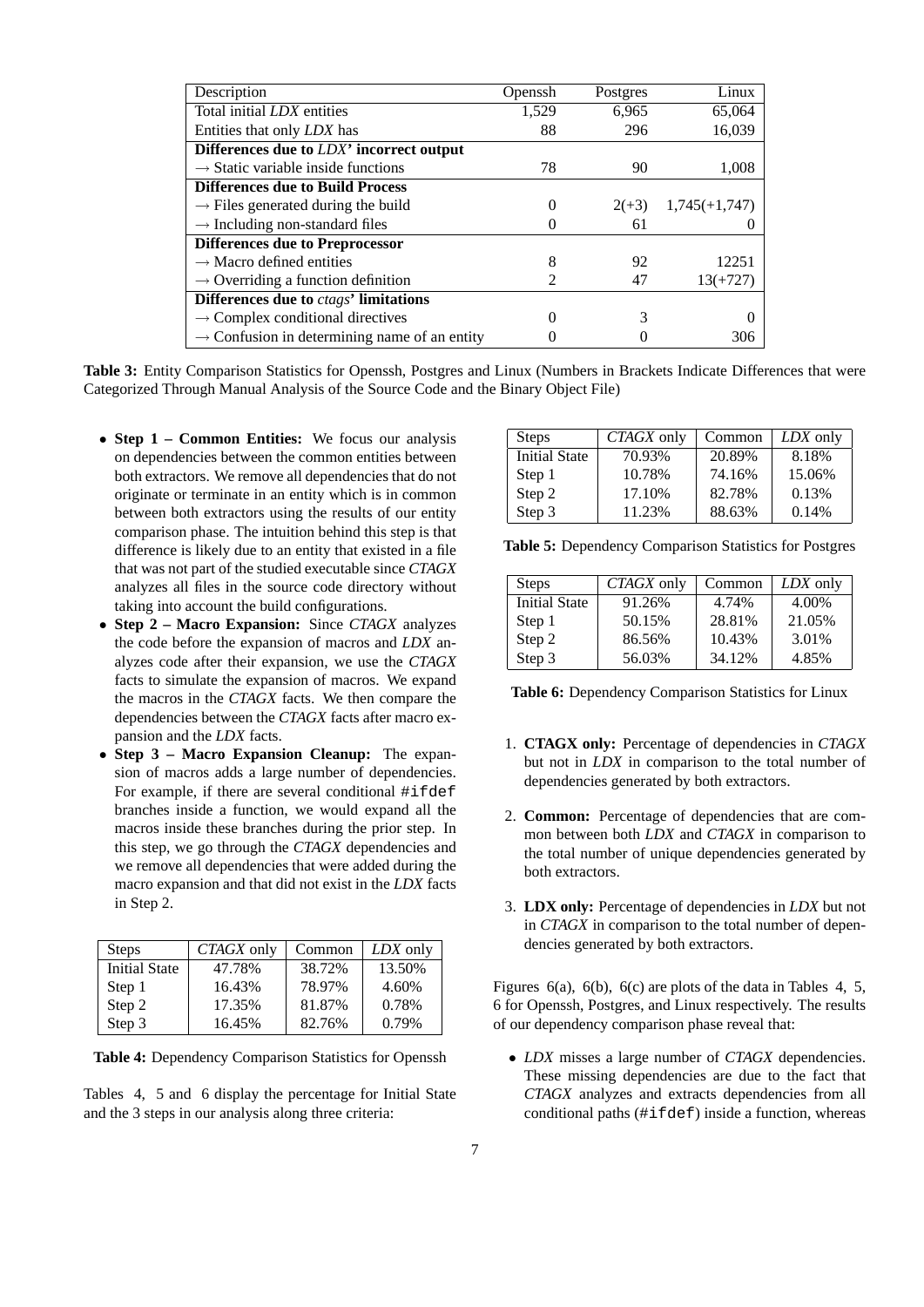| Description | Openssh | Postgres | Linux |
|---|---|---|---|
| Total initial *LDX* entities | 1,529 | 6,965 | 65,064 |
| Entities that only *LDX* has | 88 | 296 | 16,039 |
| **Differences due to** ***LDX*****' incorrect output** | | | |
| → Static variable inside functions | 78 | 90 | 1,008 |
| **Differences due to Build Process** | | | |
| → Files generated during the build | 0 | 2(+3) | 1,745(+1,747) |
| → Including non-standard files | 0 | 61 | 0 |
| **Differences due to Preprocessor** | | | |
| → Macro defined entities | 8 | 92 | 12251 |
| → Overriding a function definition | 2 | 47 | 13(+727) |
| **Differences due to** ***ctags*****' limitations** | | | |
| → Complex conditional directives | 0 | 3 | 0 |
| → Confusion in determining name of an entity | 0 | 0 | 306 |

**Table 3:** Entity Comparison Statistics for Openssh, Postgres and Linux (Numbers in Brackets Indicate Differences that were Categorized Through Manual Analysis of the Source Code and the Binary Object File)

- **Step 1 – Common Entities:** We focus our analysis on dependencies between the common entities between both extractors. We remove all dependencies that do not originate or terminate in an entity which is in common between both extractors using the results of our entity comparison phase. The intuition behind this step is that difference is likely due to an entity that existed in a file that was not part of the studied executable since *CTAGX* analyzes all files in the source code directory without taking into account the build configurations.
- **Step 2 – Macro Expansion:** Since *CTAGX* analyzes the code before the expansion of macros and *LDX* analyzes code after their expansion, we use the *CTAGX* facts to simulate the expansion of macros. We expand the macros in the *CTAGX* facts. We then compare the dependencies between the *CTAGX* facts after macro expansion and the *LDX* facts.
- **Step 3 – Macro Expansion Cleanup:** The expansion of macros adds a large number of dependencies. For example, if there are several conditional `#ifdef` branches inside a function, we would expand all the macros inside these branches during the prior step. In this step, we go through the *CTAGX* dependencies and we remove all dependencies that were added during the macro expansion and that did not exist in the *LDX* facts in Step 2.

| Steps | *CTAGX* only | Common | *LDX* only |
|---|---|---|---|
| Initial State | 47.78% | 38.72% | 13.50% |
| Step 1 | 16.43% | 78.97% | 4.60% |
| Step 2 | 17.35% | 81.87% | 0.78% |
| Step 3 | 16.45% | 82.76% | 0.79% |

**Table 4:** Dependency Comparison Statistics for Openssh

Tables 4, 5 and 6 display the percentage for Initial State and the 3 steps in our analysis along three criteria:

| Steps | *CTAGX* only | Common | *LDX* only |
|---|---|---|---|
| Initial State | 70.93% | 20.89% | 8.18% |
| Step 1 | 10.78% | 74.16% | 15.06% |
| Step 2 | 17.10% | 82.78% | 0.13% |
| Step 3 | 11.23% | 88.63% | 0.14% |

**Table 5:** Dependency Comparison Statistics for Postgres

| Steps | *CTAGX* only | Common | *LDX* only |
|---|---|---|---|
| Initial State | 91.26% | 4.74% | 4.00% |
| Step 1 | 50.15% | 28.81% | 21.05% |
| Step 2 | 86.56% | 10.43% | 3.01% |
| Step 3 | 56.03% | 34.12% | 4.85% |

**Table 6:** Dependency Comparison Statistics for Linux

1. **CTAGX only:** Percentage of dependencies in *CTAGX* but not in *LDX* in comparison to the total number of dependencies generated by both extractors.
2. **Common:** Percentage of dependencies that are common between both *LDX* and *CTAGX* in comparison to the total number of unique dependencies generated by both extractors.
3. **LDX only:** Percentage of dependencies in *LDX* but not in *CTAGX* in comparison to the total number of dependencies generated by both extractors.

Figures 6(a), 6(b), 6(c) are plots of the data in Tables 4, 5, 6 for Openssh, Postgres, and Linux respectively. The results of our dependency comparison phase reveal that:

- *LDX* misses a large number of *CTAGX* dependencies. These missing dependencies are due to the fact that *CTAGX* analyzes and extracts dependencies from all conditional paths (`#ifdef`) inside a function, whereas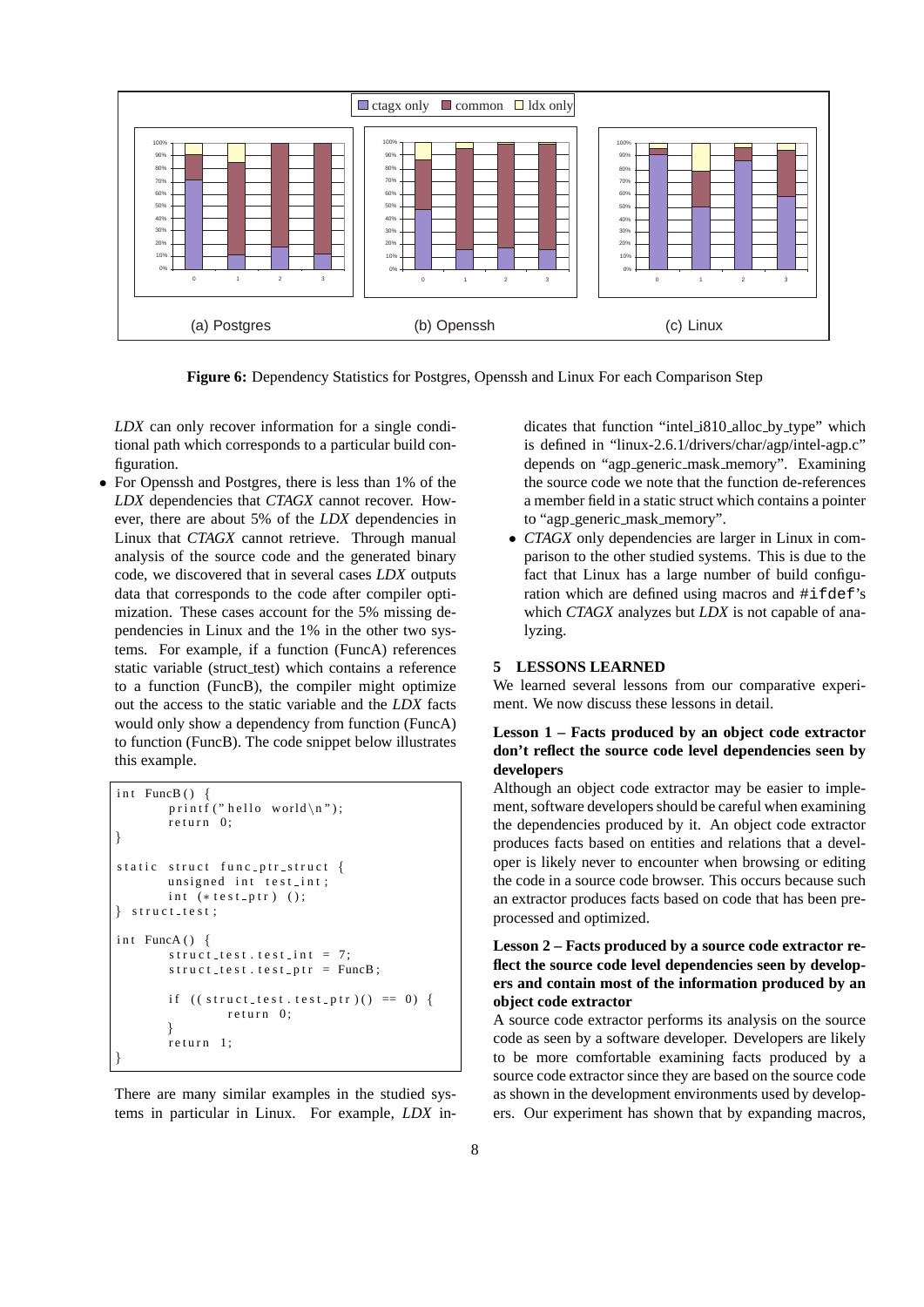**Figure 6:** Dependency Statistics for Postgres, Openssh and Linux For each Comparison Step

*LDX* can only recover information for a single conditional path which corresponds to a particular build configuration.

- For Openssh and Postgres, there is less than 1% of the *LDX* dependencies that *CTAGX* cannot recover. However, there are about 5% of the *LDX* dependencies in Linux that *CTAGX* cannot retrieve. Through manual analysis of the source code and the generated binary code, we discovered that in several cases *LDX* outputs data that corresponds to the code after compiler optimization. These cases account for the 5% missing dependencies in Linux and the 1% in the other two systems. For example, if a function (FuncA) references static variable (struct_test) which contains a reference to a function (FuncB), the compiler might optimize out the access to the static variable and the *LDX* facts would only show a dependency from function (FuncA) to function (FuncB). The code snippet below illustrates this example.

```
int FuncB() {
        printf("hello world\n");
        return 0;
}

static struct func_ptr_struct {
        unsigned int test_int;
        int (*test_ptr) ();
} struct_test;

int FuncA() {
        struct_test.test_int = 7;
        struct_test.test_ptr = FuncB;

        if ((struct_test.test_ptr)() == 0) {
                return 0;
        }
        return 1;
}
```

There are many similar examples in the studied systems in particular in Linux. For example, *LDX* indicates that function "intel_i810_alloc_by_type" which is defined in "linux-2.6.1/drivers/char/agp/intel-agp.c" depends on "agp_generic_mask_memory". Examining the source code we note that the function de-references a member field in a static struct which contains a pointer to "agp_generic_mask_memory".

- *CTAGX* only dependencies are larger in Linux in comparison to the other studied systems. This is due to the fact that Linux has a large number of build configuration which are defined using macros and `#ifdef`'s which *CTAGX* analyzes but *LDX* is not capable of analyzing.

## 5 LESSONS LEARNED

We learned several lessons from our comparative experiment. We now discuss these lessons in detail.

**Lesson 1 – Facts produced by an object code extractor don't reflect the source code level dependencies seen by developers**

Although an object code extractor may be easier to implement, software developers should be careful when examining the dependencies produced by it. An object code extractor produces facts based on entities and relations that a developer is likely never to encounter when browsing or editing the code in a source code browser. This occurs because such an extractor produces facts based on code that has been preprocessed and optimized.

**Lesson 2 – Facts produced by a source code extractor reflect the source code level dependencies seen by developers and contain most of the information produced by an object code extractor**

A source code extractor performs its analysis on the source code as seen by a software developer. Developers are likely to be more comfortable examining facts produced by a source code extractor since they are based on the source code as shown in the development environments used by developers. Our experiment has shown that by expanding macros,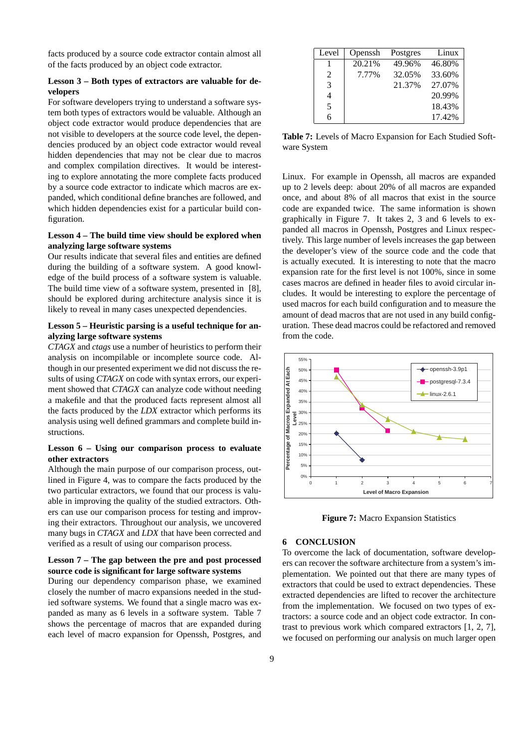facts produced by a source code extractor contain almost all of the facts produced by an object code extractor.

**Lesson 3 – Both types of extractors are valuable for developers**

For software developers trying to understand a software system both types of extractors would be valuable. Although an object code extractor would produce dependencies that are not visible to developers at the source code level, the dependencies produced by an object code extractor would reveal hidden dependencies that may not be clear due to macros and complex compilation directives. It would be interesting to explore annotating the more complete facts produced by a source code extractor to indicate which macros are expanded, which conditional define branches are followed, and which hidden dependencies exist for a particular build configuration.

**Lesson 4 – The build time view should be explored when analyzing large software systems**

Our results indicate that several files and entities are defined during the building of a software system. A good knowledge of the build process of a software system is valuable. The build time view of a software system, presented in [8], should be explored during architecture analysis since it is likely to reveal in many cases unexpected dependencies.

**Lesson 5 – Heuristic parsing is a useful technique for analyzing large software systems**

*CTAGX* and *ctags* use a number of heuristics to perform their analysis on incompilable or incomplete source code. Although in our presented experiment we did not discuss the results of using *CTAGX* on code with syntax errors, our experiment showed that *CTAGX* can analyze code without needing a makefile and that the produced facts represent almost all the facts produced by the *LDX* extractor which performs its analysis using well defined grammars and complete build instructions.

**Lesson 6 – Using our comparison process to evaluate other extractors**

Although the main purpose of our comparison process, outlined in Figure 4, was to compare the facts produced by the two particular extractors, we found that our process is valuable in improving the quality of the studied extractors. Others can use our comparison process for testing and improving their extractors. Throughout our analysis, we uncovered many bugs in *CTAGX* and *LDX* that have been corrected and verified as a result of using our comparison process.

**Lesson 7 – The gap between the pre and post processed source code is significant for large software systems**

During our dependency comparison phase, we examined closely the number of macro expansions needed in the studied software systems. We found that a single macro was expanded as many as 6 levels in a software system. Table 7 shows the percentage of macros that are expanded during each level of macro expansion for Openssh, Postgres, and Linux. For example in Openssh, all macros are expanded up to 2 levels deep: about 20% of all macros are expanded once, and about 8% of all macros that exist in the source code are expanded twice. The same information is shown graphically in Figure 7. It takes 2, 3 and 6 levels to expanded all macros in Openssh, Postgres and Linux respectively. This large number of levels increases the gap between the developer's view of the source code and the code that is actually executed. It is interesting to note that the macro expansion rate for the first level is not 100%, since in some cases macros are defined in header files to avoid circular includes. It would be interesting to explore the percentage of used macros for each build configuration and to measure the amount of dead macros that are not used in any build configuration. These dead macros could be refactored and removed from the code.

| Level | Openssh | Postgres | Linux |
|---|---|---|---|
| 1 | 20.21% | 49.96% | 46.80% |
| 2 | 7.77% | 32.05% | 33.60% |
| 3 | | 21.37% | 27.07% |
| 4 | | | 20.99% |
| 5 | | | 18.43% |
| 6 | | | 17.42% |

**Table 7:** Levels of Macro Expansion for Each Studied Software System

**Figure 7:** Macro Expansion Statistics

## 6 CONCLUSION

To overcome the lack of documentation, software developers can recover the software architecture from a system's implementation. We pointed out that there are many types of extractors that could be used to extract dependencies. These extracted dependencies are lifted to recover the architecture from the implementation. We focused on two types of extractors: a source code and an object code extractor. In contrast to previous work which compared extractors [1, 2, 7], we focused on performing our analysis on much larger open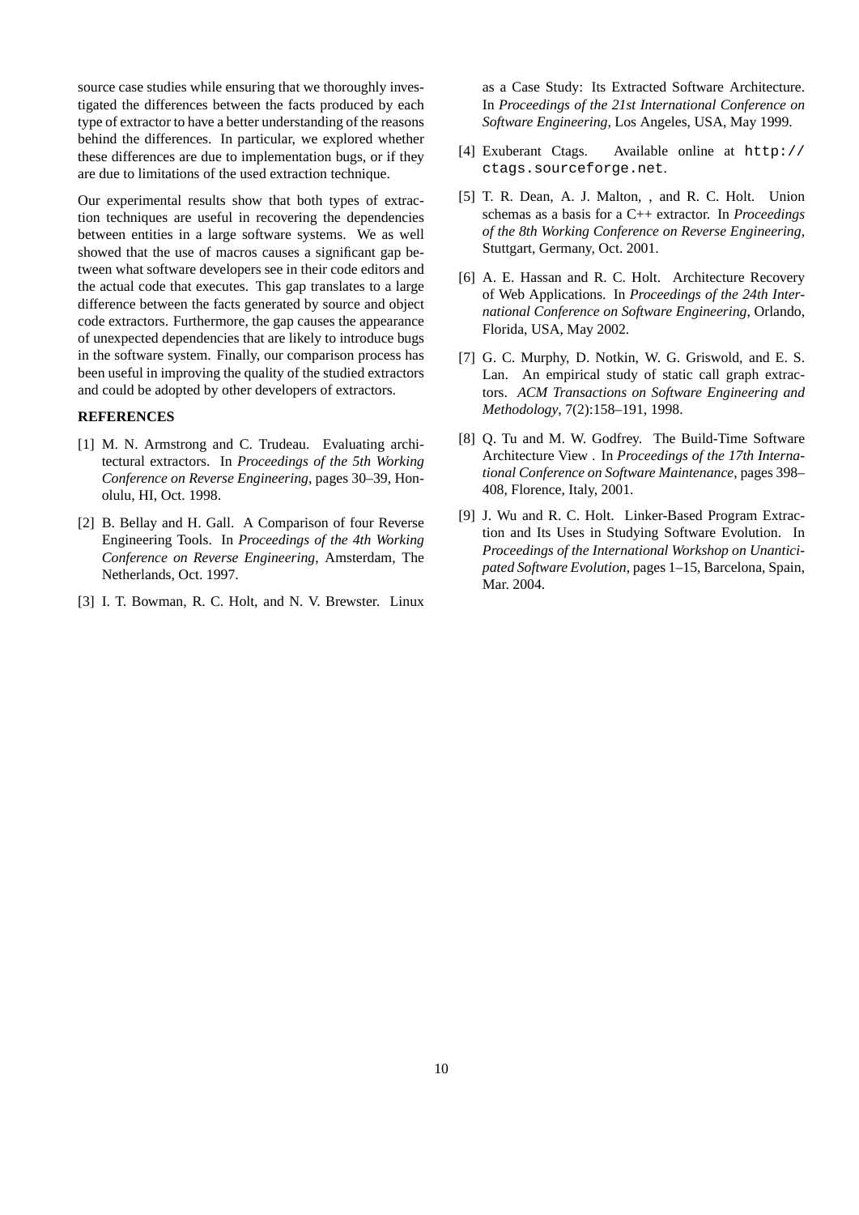source case studies while ensuring that we thoroughly investigated the differences between the facts produced by each type of extractor to have a better understanding of the reasons behind the differences. In particular, we explored whether these differences are due to implementation bugs, or if they are due to limitations of the used extraction technique.

Our experimental results show that both types of extraction techniques are useful in recovering the dependencies between entities in a large software systems. We as well showed that the use of macros causes a significant gap between what software developers see in their code editors and the actual code that executes. This gap translates to a large difference between the facts generated by source and object code extractors. Furthermore, the gap causes the appearance of unexpected dependencies that are likely to introduce bugs in the software system. Finally, our comparison process has been useful in improving the quality of the studied extractors and could be adopted by other developers of extractors.

## REFERENCES

[1] M. N. Armstrong and C. Trudeau. Evaluating architectural extractors. In *Proceedings of the 5th Working Conference on Reverse Engineering*, pages 30–39, Honolulu, HI, Oct. 1998.

[2] B. Bellay and H. Gall. A Comparison of four Reverse Engineering Tools. In *Proceedings of the 4th Working Conference on Reverse Engineering*, Amsterdam, The Netherlands, Oct. 1997.

[3] I. T. Bowman, R. C. Holt, and N. V. Brewster. Linux as a Case Study: Its Extracted Software Architecture. In *Proceedings of the 21st International Conference on Software Engineering*, Los Angeles, USA, May 1999.

[4] Exuberant Ctags. Available online at `http://ctags.sourceforge.net`.

[5] T. R. Dean, A. J. Malton, , and R. C. Holt. Union schemas as a basis for a C++ extractor. In *Proceedings of the 8th Working Conference on Reverse Engineering*, Stuttgart, Germany, Oct. 2001.

[6] A. E. Hassan and R. C. Holt. Architecture Recovery of Web Applications. In *Proceedings of the 24th International Conference on Software Engineering*, Orlando, Florida, USA, May 2002.

[7] G. C. Murphy, D. Notkin, W. G. Griswold, and E. S. Lan. An empirical study of static call graph extractors. *ACM Transactions on Software Engineering and Methodology*, 7(2):158–191, 1998.

[8] Q. Tu and M. W. Godfrey. The Build-Time Software Architecture View . In *Proceedings of the 17th International Conference on Software Maintenance*, pages 398–408, Florence, Italy, 2001.

[9] J. Wu and R. C. Holt. Linker-Based Program Extraction and Its Uses in Studying Software Evolution. In *Proceedings of the International Workshop on Unanticipated Software Evolution*, pages 1–15, Barcelona, Spain, Mar. 2004.